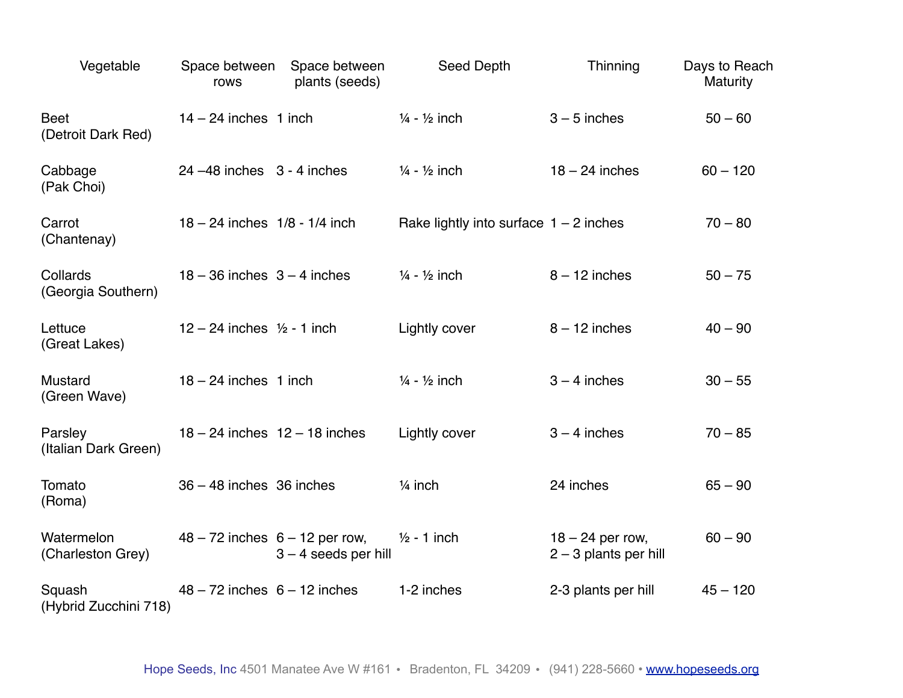| Vegetable | Space between rows | Space between plants (seeds) | Seed Depth | Thinning | Days to Reach Maturity |
| --- | --- | --- | --- | --- | --- |
| Beet (Detroit Dark Red) | 14 – 24 inches | 1 inch | ¼ - ½ inch | 3 – 5 inches | 50 – 60 |
| Cabbage (Pak Choi) | 24 –48 inches | 3 - 4 inches | ¼ - ½ inch | 18 – 24 inches | 60 – 120 |
| Carrot (Chantenay) | 18 – 24 inches | 1/8 - 1/4 inch | Rake lightly into surface | 1 – 2 inches | 70 – 80 |
| Collards (Georgia Southern) | 18 – 36 inches | 3 – 4 inches | ¼ - ½ inch | 8 – 12 inches | 50 – 75 |
| Lettuce (Great Lakes) | 12 – 24 inches | ½ - 1 inch | Lightly cover | 8 – 12 inches | 40 – 90 |
| Mustard (Green Wave) | 18 – 24 inches | 1 inch | ¼ - ½ inch | 3 – 4 inches | 30 – 55 |
| Parsley (Italian Dark Green) | 18 – 24 inches | 12 – 18 inches | Lightly cover | 3 – 4 inches | 70 – 85 |
| Tomato (Roma) | 36 – 48 inches | 36 inches | ¼ inch | 24 inches | 65 – 90 |
| Watermelon (Charleston Grey) | 48 – 72 inches | 6 – 12 per row, 3 – 4 seeds per hill | ½ - 1 inch | 18 – 24 per row, 2 – 3 plants per hill | 60 – 90 |
| Squash (Hybrid Zucchini 718) | 48 – 72 inches | 6 – 12 inches | 1-2 inches | 2-3 plants per hill | 45 – 120 |

Hope Seeds, Inc 4501 Manatee Ave W #161 • Bradenton, FL 34209 • (941) 228-5660 • www.hopeseeds.org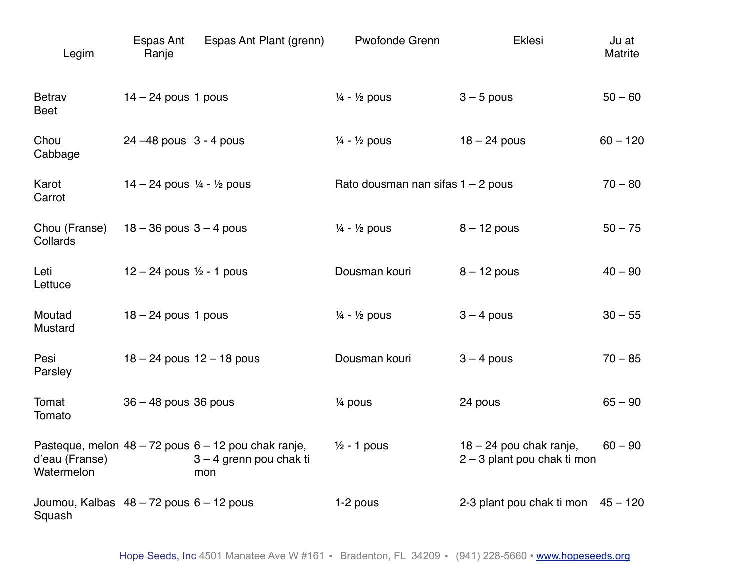| Legim | Espas Ant Ranje | Espas Ant Plant (grenn) | Pwofonde Grenn | Eklesi | Ju at Matrite |
|---|---|---|---|---|---|
| Betrav<br>Beet | 14 – 24 pous | 1 pous | ¼ - ½ pous | 3 – 5 pous | 50 – 60 |
| Chou<br>Cabbage | 24 –48 pous | 3 - 4 pous | ¼ - ½ pous | 18 – 24 pous | 60 – 120 |
| Karot<br>Carrot | 14 – 24 pous | ¼ - ½ pous | Rato dousman nan sifas | 1 – 2 pous | 70 – 80 |
| Chou (Franse)<br>Collards | 18 – 36 pous | 3 – 4 pous | ¼ - ½ pous | 8 – 12 pous | 50 – 75 |
| Leti<br>Lettuce | 12 – 24 pous | ½ - 1 pous | Dousman kouri | 8 – 12 pous | 40 – 90 |
| Moutad<br>Mustard | 18 – 24 pous | 1 pous | ¼ - ½ pous | 3 – 4 pous | 30 – 55 |
| Pesi<br>Parsley | 18 – 24 pous | 12 – 18 pous | Dousman kouri | 3 – 4 pous | 70 – 85 |
| Tomat<br>Tomato | 36 – 48 pous | 36 pous | ¼ pous | 24 pous | 65 – 90 |
| Pasteque, melon d'eau (Franse)<br>Watermelon | 48 – 72 pous | 6 – 12 pou chak ranje, 3 – 4 grenn pou chak ti mon | ½ - 1 pous | 18 – 24 pou chak ranje, 2 – 3 plant pou chak ti mon | 60 – 90 |
| Joumou, Kalbas<br>Squash | 48 – 72 pous | 6 – 12 pous | 1-2 pous | 2-3 plant pou chak ti mon | 45 – 120 |